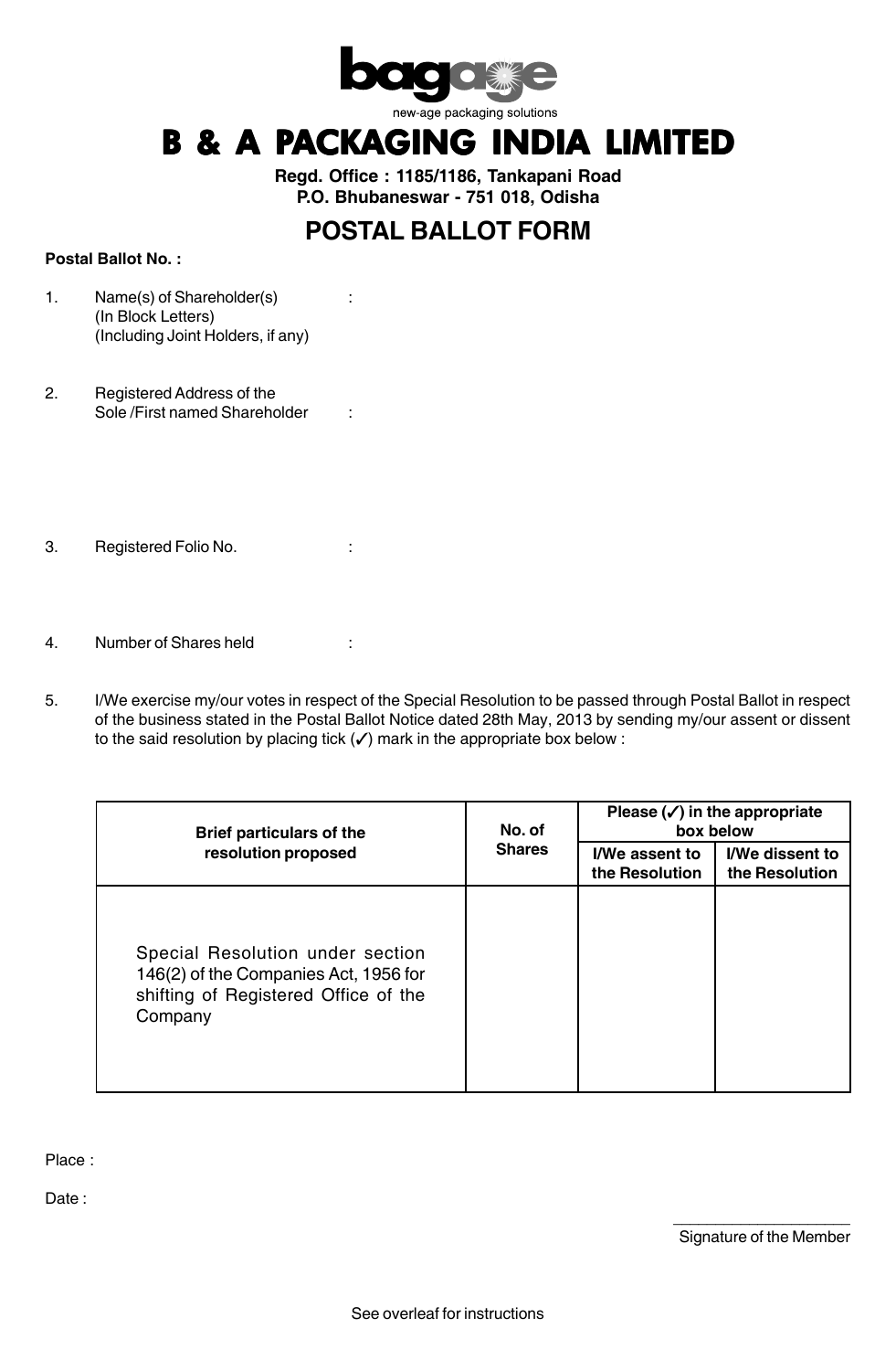bagage

new-age packaging solutions

# B & A PACKAGING INDIA LIMITED

**Regd. Office : 1185/1186, Tankapani Road**
**P.O. Bhubaneswar - 751 018, Odisha**

## POSTAL BALLOT FORM

**Postal Ballot No. :**

1. Name(s) of Shareholder(s) (In Block Letters) (Including Joint Holders, if any) :

2. Registered Address of the Sole /First named Shareholder :

3. Registered Folio No. :

4. Number of Shares held :

5. I/We exercise my/our votes in respect of the Special Resolution to be passed through Postal Ballot in respect of the business stated in the Postal Ballot Notice dated 28th May, 2013 by sending my/our assent or dissent to the said resolution by placing tick (✓) mark in the appropriate box below :

| Brief particulars of the resolution proposed | No. of Shares | Please (✓) in the appropriate box below | |
|---|---|---|---|
| | | I/We assent to the Resolution | I/We dissent to the Resolution |
| Special Resolution under section 146(2) of the Companies Act, 1956 for shifting of Registered Office of the Company | | | |

Place :

Date :

Signature of the Member

See overleaf for instructions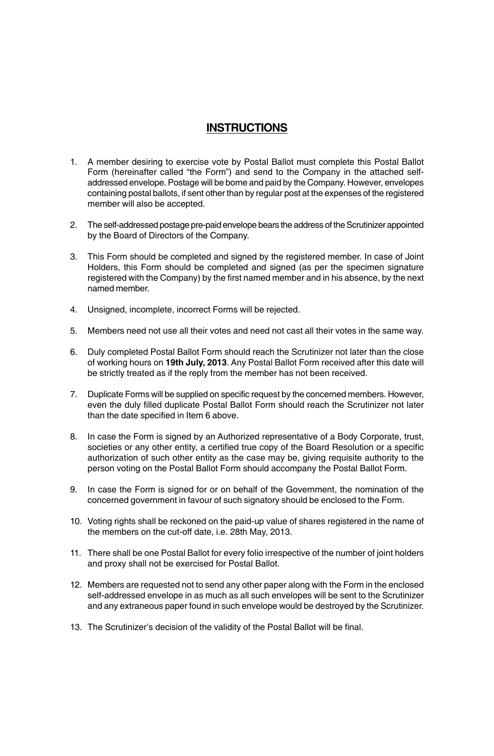## INSTRUCTIONS

1. A member desiring to exercise vote by Postal Ballot must complete this Postal Ballot Form (hereinafter called "the Form") and send to the Company in the attached self-addressed envelope. Postage will be borne and paid by the Company. However, envelopes containing postal ballots, if sent other than by regular post at the expenses of the registered member will also be accepted.

2. The self-addressed postage pre-paid envelope bears the address of the Scrutinizer appointed by the Board of Directors of the Company.

3. This Form should be completed and signed by the registered member. In case of Joint Holders, this Form should be completed and signed (as per the specimen signature registered with the Company) by the first named member and in his absence, by the next named member.

4. Unsigned, incomplete, incorrect Forms will be rejected.

5. Members need not use all their votes and need not cast all their votes in the same way.

6. Duly completed Postal Ballot Form should reach the Scrutinizer not later than the close of working hours on **19th July, 2013**. Any Postal Ballot Form received after this date will be strictly treated as if the reply from the member has not been received.

7. Duplicate Forms will be supplied on specific request by the concerned members. However, even the duly filled duplicate Postal Ballot Form should reach the Scrutinizer not later than the date specified in Item 6 above.

8. In case the Form is signed by an Authorized representative of a Body Corporate, trust, societies or any other entity, a certified true copy of the Board Resolution or a specific authorization of such other entity as the case may be, giving requisite authority to the person voting on the Postal Ballot Form should accompany the Postal Ballot Form.

9. In case the Form is signed for or on behalf of the Government, the nomination of the concerned government in favour of such signatory should be enclosed to the Form.

10. Voting rights shall be reckoned on the paid-up value of shares registered in the name of the members on the cut-off date, i.e. 28th May, 2013.

11. There shall be one Postal Ballot for every folio irrespective of the number of joint holders and proxy shall not be exercised for Postal Ballot.

12. Members are requested not to send any other paper along with the Form in the enclosed self-addressed envelope in as much as all such envelopes will be sent to the Scrutinizer and any extraneous paper found in such envelope would be destroyed by the Scrutinizer.

13. The Scrutinizer's decision of the validity of the Postal Ballot will be final.